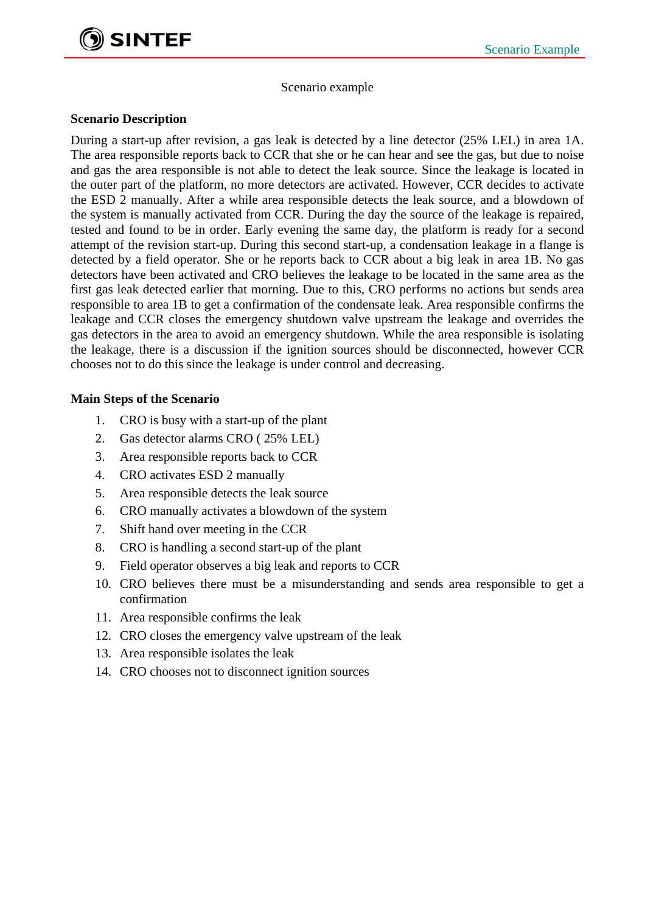Scenario example

**Scenario Description**

During a start-up after revision, a gas leak is detected by a line detector (25% LEL) in area 1A. The area responsible reports back to CCR that she or he can hear and see the gas, but due to noise and gas the area responsible is not able to detect the leak source. Since the leakage is located in the outer part of the platform, no more detectors are activated. However, CCR decides to activate the ESD 2 manually. After a while area responsible detects the leak source, and a blowdown of the system is manually activated from CCR. During the day the source of the leakage is repaired, tested and found to be in order. Early evening the same day, the platform is ready for a second attempt of the revision start-up. During this second start-up, a condensation leakage in a flange is detected by a field operator. She or he reports back to CCR about a big leak in area 1B. No gas detectors have been activated and CRO believes the leakage to be located in the same area as the first gas leak detected earlier that morning. Due to this, CRO performs no actions but sends area responsible to area 1B to get a confirmation of the condensate leak. Area responsible confirms the leakage and CCR closes the emergency shutdown valve upstream the leakage and overrides the gas detectors in the area to avoid an emergency shutdown. While the area responsible is isolating the leakage, there is a discussion if the ignition sources should be disconnected, however CCR chooses not to do this since the leakage is under control and decreasing.

**Main Steps of the Scenario**

1. CRO is busy with a start-up of the plant
2. Gas detector alarms CRO ( 25% LEL)
3. Area responsible reports back to CCR
4. CRO activates ESD 2 manually
5. Area responsible detects the leak source
6. CRO manually activates a blowdown of the system
7. Shift hand over meeting in the CCR
8. CRO is handling a second start-up of the plant
9. Field operator observes a big leak and reports to CCR
10. CRO believes there must be a misunderstanding and sends area responsible to get a confirmation
11. Area responsible confirms the leak
12. CRO closes the emergency valve upstream of the leak
13. Area responsible isolates the leak
14. CRO chooses not to disconnect ignition sources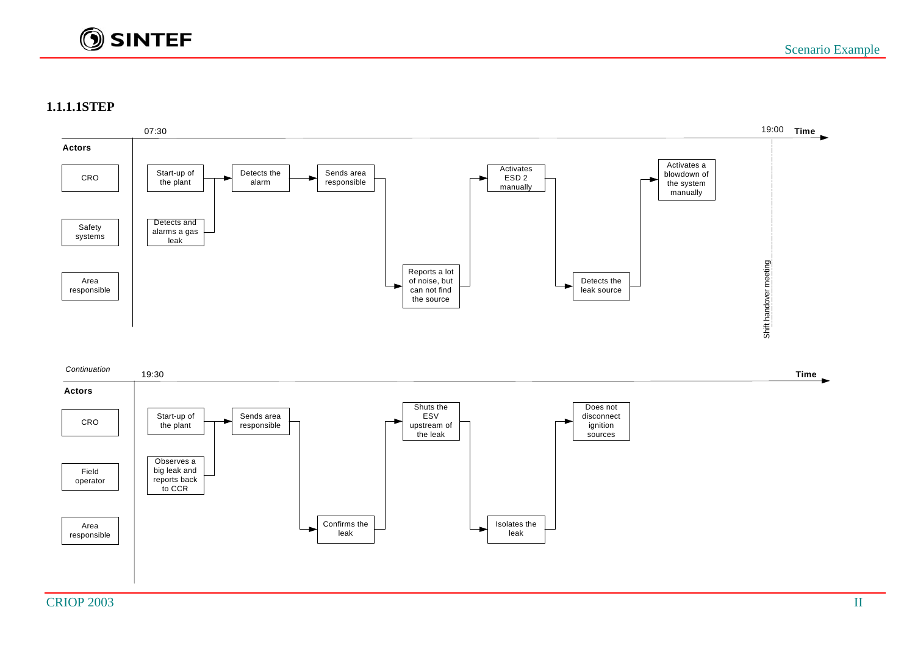### 1.1.1.1STEP

07:30

19:00 Time

Actors

CRO

Safety systems

Area responsible

Start-up of the plant

Detects the alarm

Sends area responsible

Activates ESD 2 manually

Activates a blowdown of the system manually

Detects and alarms a gas leak

Reports a lot of noise, but can not find the source

Detects the leak source

Shift handover meeting

*Continuation*

19:30

Time

Actors

CRO

Field operator

Area responsible

Start-up of the plant

Sends area responsible

Shuts the ESV upstream of the leak

Does not disconnect ignition sources

Observes a big leak and reports back to CCR

Confirms the leak

Isolates the leak